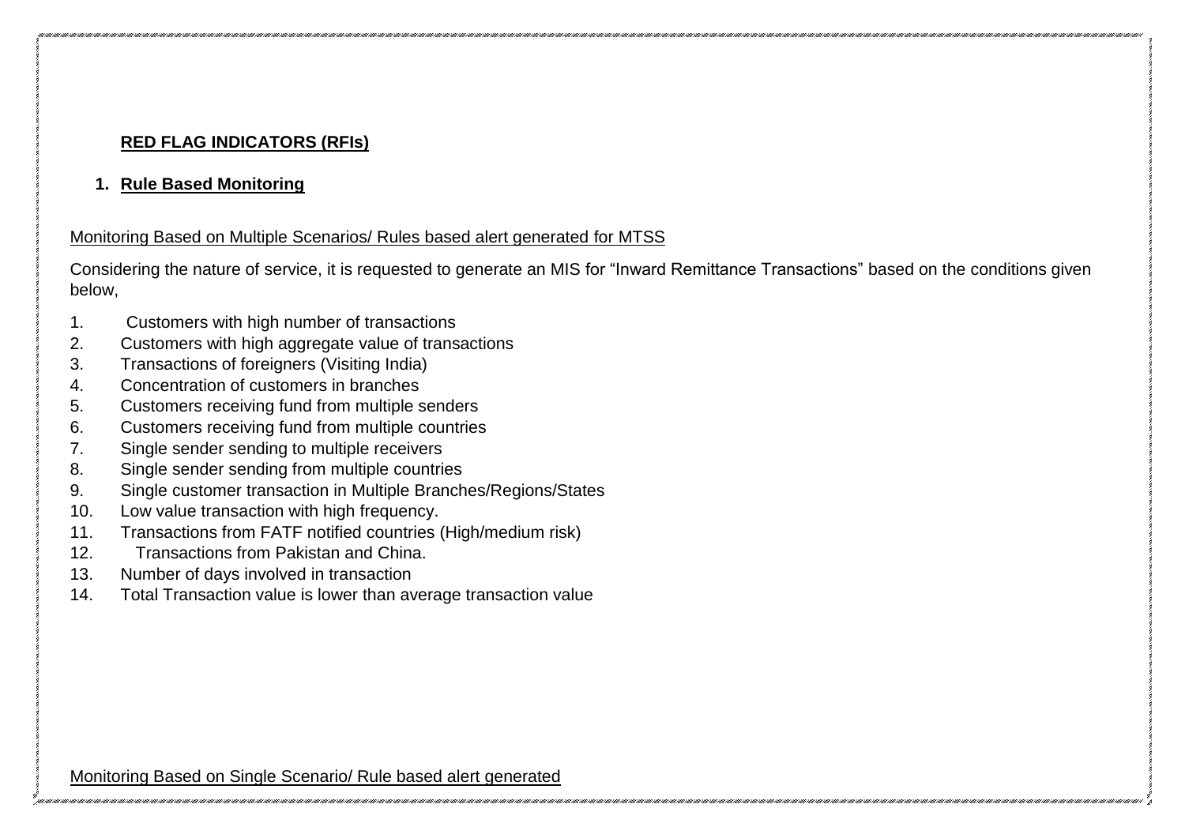## RED FLAG INDICATORS (RFIs)

### 1. Rule Based Monitoring

Monitoring Based on Multiple Scenarios/ Rules based alert generated for MTSS

Considering the nature of service, it is requested to generate an MIS for “Inward Remittance Transactions” based on the conditions given below,

1. Customers with high number of transactions
2. Customers with high aggregate value of transactions
3. Transactions of foreigners (Visiting India)
4. Concentration of customers in branches
5. Customers receiving fund from multiple senders
6. Customers receiving fund from multiple countries
7. Single sender sending to multiple receivers
8. Single sender sending from multiple countries
9. Single customer transaction in Multiple Branches/Regions/States
10. Low value transaction with high frequency.
11. Transactions from FATF notified countries (High/medium risk)
12. Transactions from Pakistan and China.
13. Number of days involved in transaction
14. Total Transaction value is lower than average transaction value

Monitoring Based on Single Scenario/ Rule based alert generated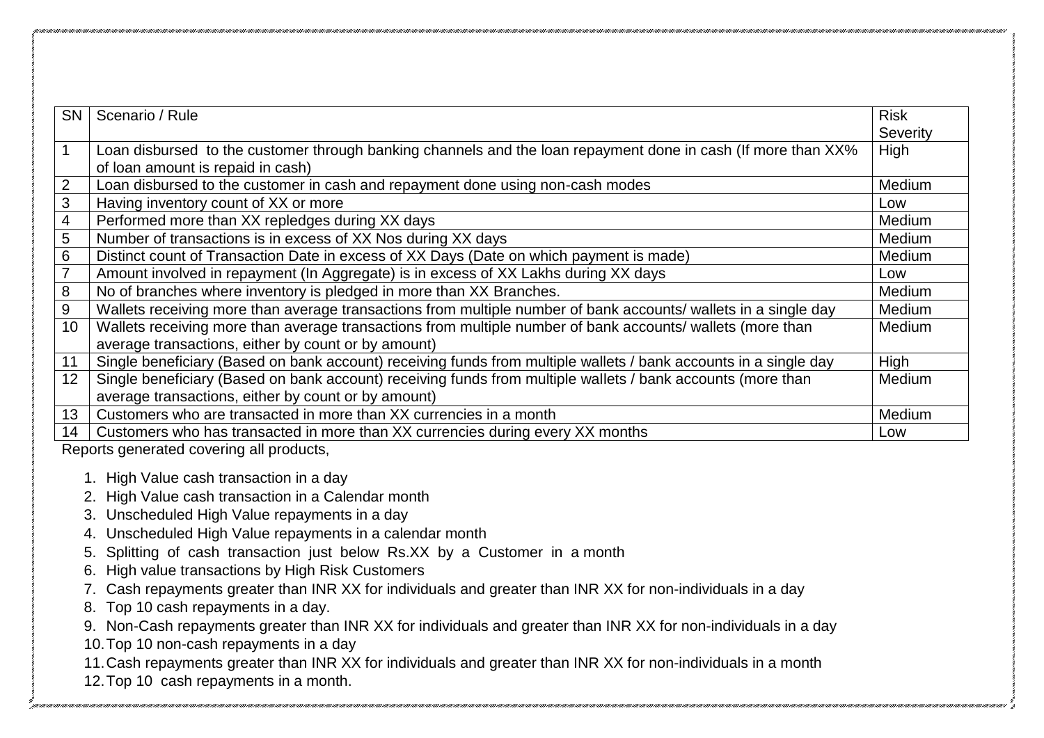| SN | Scenario / Rule | Risk Severity |
|---|---|---|
| 1 | Loan disbursed to the customer through banking channels and the loan repayment done in cash (If more than XX% of loan amount is repaid in cash) | High |
| 2 | Loan disbursed to the customer in cash and repayment done using non-cash modes | Medium |
| 3 | Having inventory count of XX or more | Low |
| 4 | Performed more than XX repledges during XX days | Medium |
| 5 | Number of transactions is in excess of XX Nos during XX days | Medium |
| 6 | Distinct count of Transaction Date in excess of XX Days (Date on which payment is made) | Medium |
| 7 | Amount involved in repayment (In Aggregate) is in excess of XX Lakhs during XX days | Low |
| 8 | No of branches where inventory is pledged in more than XX Branches. | Medium |
| 9 | Wallets receiving more than average transactions from multiple number of bank accounts/ wallets in a single day | Medium |
| 10 | Wallets receiving more than average transactions from multiple number of bank accounts/ wallets (more than average transactions, either by count or by amount) | Medium |
| 11 | Single beneficiary (Based on bank account) receiving funds from multiple wallets / bank accounts in a single day | High |
| 12 | Single beneficiary (Based on bank account) receiving funds from multiple wallets / bank accounts (more than average transactions, either by count or by amount) | Medium |
| 13 | Customers who are transacted in more than XX currencies in a month | Medium |
| 14 | Customers who has transacted in more than XX currencies during every XX months | Low |

Reports generated covering all products,

1. High Value cash transaction in a day
2. High Value cash transaction in a Calendar month
3. Unscheduled High Value repayments in a day
4. Unscheduled High Value repayments in a calendar month
5. Splitting of cash transaction just below Rs.XX by a Customer in a month
6. High value transactions by High Risk Customers
7. Cash repayments greater than INR XX for individuals and greater than INR XX for non-individuals in a day
8. Top 10 cash repayments in a day.
9. Non-Cash repayments greater than INR XX for individuals and greater than INR XX for non-individuals in a day
10. Top 10 non-cash repayments in a day
11. Cash repayments greater than INR XX for individuals and greater than INR XX for non-individuals in a month
12. Top 10 cash repayments in a month.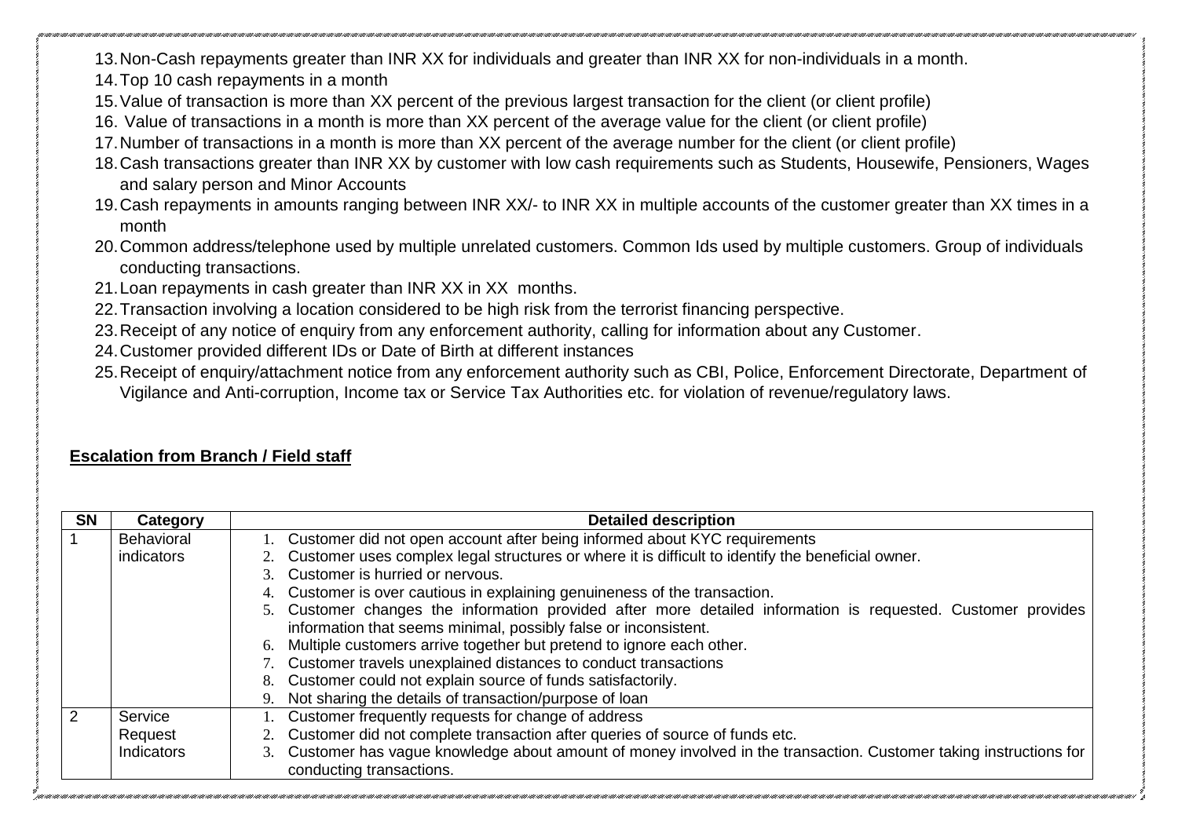13. Non-Cash repayments greater than INR XX for individuals and greater than INR XX for non-individuals in a month.
14. Top 10 cash repayments in a month
15. Value of transaction is more than XX percent of the previous largest transaction for the client (or client profile)
16. Value of transactions in a month is more than XX percent of the average value for the client (or client profile)
17. Number of transactions in a month is more than XX percent of the average number for the client (or client profile)
18. Cash transactions greater than INR XX by customer with low cash requirements such as Students, Housewife, Pensioners, Wages and salary person and Minor Accounts
19. Cash repayments in amounts ranging between INR XX/- to INR XX in multiple accounts of the customer greater than XX times in a month
20. Common address/telephone used by multiple unrelated customers. Common Ids used by multiple customers. Group of individuals conducting transactions.
21. Loan repayments in cash greater than INR XX in XX months.
22. Transaction involving a location considered to be high risk from the terrorist financing perspective.
23. Receipt of any notice of enquiry from any enforcement authority, calling for information about any Customer.
24. Customer provided different IDs or Date of Birth at different instances
25. Receipt of enquiry/attachment notice from any enforcement authority such as CBI, Police, Enforcement Directorate, Department of Vigilance and Anti-corruption, Income tax or Service Tax Authorities etc. for violation of revenue/regulatory laws.

**Escalation from Branch / Field staff**

| SN | Category | Detailed description |
|---|---|---|
| 1 | Behavioral indicators | 1. Customer did not open account after being informed about KYC requirements<br>2. Customer uses complex legal structures or where it is difficult to identify the beneficial owner.<br>3. Customer is hurried or nervous.<br>4. Customer is over cautious in explaining genuineness of the transaction.<br>5. Customer changes the information provided after more detailed information is requested. Customer provides information that seems minimal, possibly false or inconsistent.<br>6. Multiple customers arrive together but pretend to ignore each other.<br>7. Customer travels unexplained distances to conduct transactions<br>8. Customer could not explain source of funds satisfactorily.<br>9. Not sharing the details of transaction/purpose of loan |
| 2 | Service Request Indicators | 1. Customer frequently requests for change of address<br>2. Customer did not complete transaction after queries of source of funds etc.<br>3. Customer has vague knowledge about amount of money involved in the transaction. Customer taking instructions for conducting transactions. |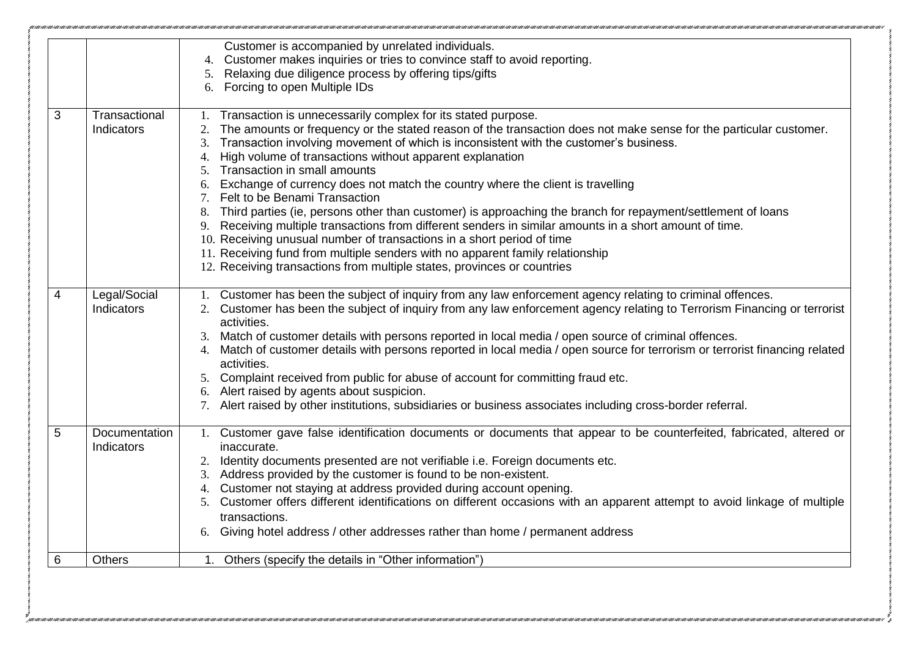| | | |
|---|---|---|
| | | Customer is accompanied by unrelated individuals.<br>4. Customer makes inquiries or tries to convince staff to avoid reporting.<br>5. Relaxing due diligence process by offering tips/gifts<br>6. Forcing to open Multiple IDs |
| 3 | Transactional Indicators | 1. Transaction is unnecessarily complex for its stated purpose.<br>2. The amounts or frequency or the stated reason of the transaction does not make sense for the particular customer.<br>3. Transaction involving movement of which is inconsistent with the customer's business.<br>4. High volume of transactions without apparent explanation<br>5. Transaction in small amounts<br>6. Exchange of currency does not match the country where the client is travelling<br>7. Felt to be Benami Transaction<br>8. Third parties (ie, persons other than customer) is approaching the branch for repayment/settlement of loans<br>9. Receiving multiple transactions from different senders in similar amounts in a short amount of time.<br>10. Receiving unusual number of transactions in a short period of time<br>11. Receiving fund from multiple senders with no apparent family relationship<br>12. Receiving transactions from multiple states, provinces or countries |
| 4 | Legal/Social Indicators | 1. Customer has been the subject of inquiry from any law enforcement agency relating to criminal offences.<br>2. Customer has been the subject of inquiry from any law enforcement agency relating to Terrorism Financing or terrorist activities.<br>3. Match of customer details with persons reported in local media / open source of criminal offences.<br>4. Match of customer details with persons reported in local media / open source for terrorism or terrorist financing related activities.<br>5. Complaint received from public for abuse of account for committing fraud etc.<br>6. Alert raised by agents about suspicion.<br>7. Alert raised by other institutions, subsidiaries or business associates including cross-border referral. |
| 5 | Documentation Indicators | 1. Customer gave false identification documents or documents that appear to be counterfeited, fabricated, altered or inaccurate.<br>2. Identity documents presented are not verifiable i.e. Foreign documents etc.<br>3. Address provided by the customer is found to be non-existent.<br>4. Customer not staying at address provided during account opening.<br>5. Customer offers different identifications on different occasions with an apparent attempt to avoid linkage of multiple transactions.<br>6. Giving hotel address / other addresses rather than home / permanent address |
| 6 | Others | 1. Others (specify the details in "Other information") |